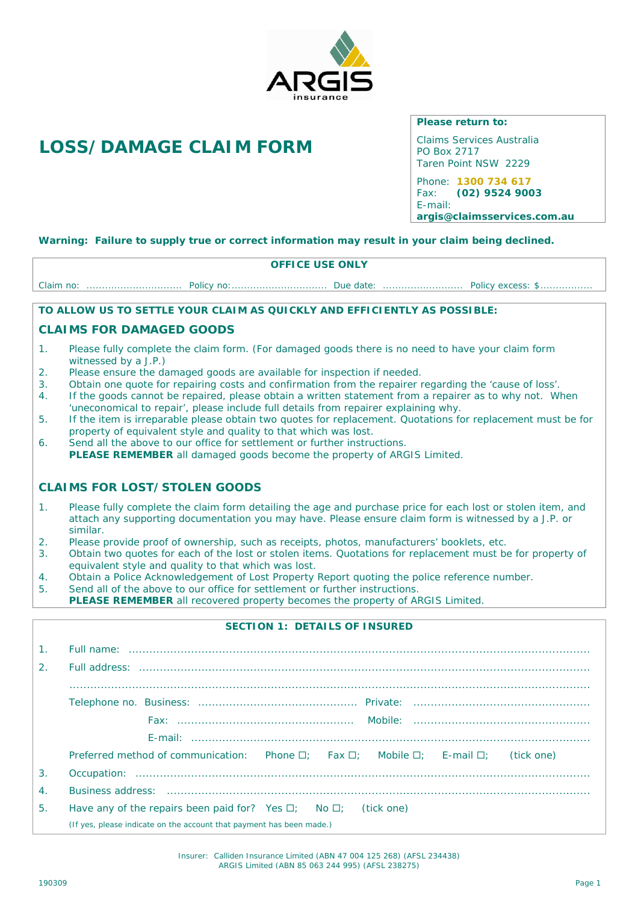ARGIS insurance

# LOSS/DAMAGE CLAIM FORM

**Please return to:**

Claims Services Australia
PO Box 2717
Taren Point NSW 2229

Phone: **1300 734 617**
Fax: **(02) 9524 9003**
E-mail: **argis@claimsservices.com.au**

**Warning: Failure to supply true or correct information may result in your claim being declined.**

**OFFICE USE ONLY**

Claim no: .............................. Policy no:.............................. Due date: ......................... Policy excess: $................

**TO ALLOW US TO SETTLE YOUR CLAIM AS QUICKLY AND EFFICIENTLY AS POSSIBLE:**

## CLAIMS FOR DAMAGED GOODS

1. Please fully complete the claim form. (For damaged goods there is no need to have your claim form witnessed by a J.P.)
2. Please ensure the damaged goods are available for inspection if needed.
3. Obtain one quote for repairing costs and confirmation from the repairer regarding the 'cause of loss'.
4. If the goods cannot be repaired, please obtain a written statement from a repairer as to why not. When 'uneconomical to repair', please include full details from repairer explaining why.
5. If the item is irreparable please obtain two quotes for replacement. Quotations for replacement must be for property of equivalent style and quality to that which was lost.
6. Send all the above to our office for settlement or further instructions.
   **PLEASE REMEMBER** all damaged goods become the property of ARGIS Limited.

## CLAIMS FOR LOST/STOLEN GOODS

1. Please fully complete the claim form detailing the age and purchase price for each lost or stolen item, and attach any supporting documentation you may have. Please ensure claim form is witnessed by a J.P. or similar.
2. Please provide proof of ownership, such as receipts, photos, manufacturers' booklets, etc.
3. Obtain two quotes for each of the lost or stolen items. Quotations for replacement must be for property of equivalent style and quality to that which was lost.
4. Obtain a Police Acknowledgement of Lost Property Report quoting the police reference number.
5. Send all of the above to our office for settlement or further instructions.
   **PLEASE REMEMBER** all recovered property becomes the property of ARGIS Limited.

## SECTION 1: DETAILS OF INSURED

1. Full name: ..........................................................................................................................

2. Full address: ..........................................................................................................................

   ..........................................................................................................................

   Telephone no. Business: ............................................. Private: .................................................

   Fax: ................................................. Mobile: .................................................

   E-mail: ..........................................................................................................................

   Preferred method of communication: Phone ☐; Fax ☐; Mobile ☐; E-mail ☐; (tick one)

3. Occupation: ..........................................................................................................................

4. Business address: ..........................................................................................................................

5. Have any of the repairs been paid for? Yes ☐; No ☐; (tick one)

   (If yes, please indicate on the account that payment has been made.)

Insurer: Calliden Insurance Limited (ABN 47 004 125 268) (AFSL 234438)
ARGIS Limited (ABN 85 063 244 995) (AFSL 238275)

190309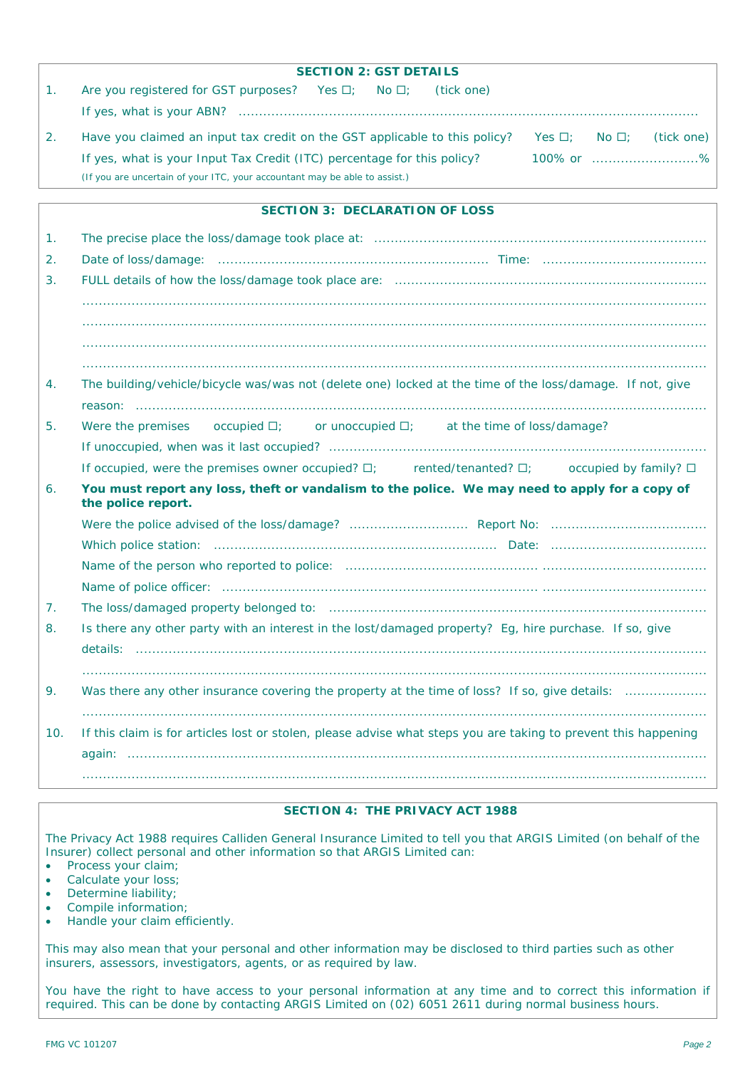## SECTION 2: GST DETAILS

1. Are you registered for GST purposes? Yes ☐; No ☐; (tick one)

   If yes, what is your ABN? ..............................................................................................................

2. Have you claimed an input tax credit on the GST applicable to this policy? Yes ☐; No ☐; (tick one)

   If yes, what is your Input Tax Credit (ITC) percentage for this policy? 100% or ..........................%

   (If you are uncertain of your ITC, your accountant may be able to assist.)

## SECTION 3: DECLARATION OF LOSS

1. The precise place the loss/damage took place at: ................................................................................

2. Date of loss/damage: ................................................................ Time: ........................................

3. FULL details of how the loss/damage took place are: ...........................................................................

   ..........................................................................................................................................

   ..........................................................................................................................................

   ..........................................................................................................................................

   ..........................................................................................................................................

4. The building/vehicle/bicycle was/was not (delete one) locked at the time of the loss/damage. If not, give reason: ..........................................................................................................................................

5. Were the premises occupied ☐; or unoccupied ☐; at the time of loss/damage?

   If unoccupied, when was it last occupied? ...........................................................................................

   If occupied, were the premises owner occupied? ☐; rented/tenanted? ☐; occupied by family? ☐

6. **You must report any loss, theft or vandalism to the police. We may need to apply for a copy of the police report.**

   Were the police advised of the loss/damage? ............................ Report No: ......................................

   Which police station: .................................................................... Date: ......................................

   Name of the person who reported to police: .............................................................................................

   Name of police officer: ..........................................................................................................................

7. The loss/damaged property belonged to: ..............................................................................................

8. Is there any other party with an interest in the lost/damaged property? Eg, hire purchase. If so, give details: ..........................................................................................................................................

   ..........................................................................................................................................

9. Was there any other insurance covering the property at the time of loss? If so, give details: ....................

   ..........................................................................................................................................

10. If this claim is for articles lost or stolen, please advise what steps you are taking to prevent this happening again: ..........................................................................................................................................

    ..........................................................................................................................................

## SECTION 4: THE PRIVACY ACT 1988

The Privacy Act 1988 requires Calliden General Insurance Limited to tell you that ARGIS Limited (on behalf of the Insurer) collect personal and other information so that ARGIS Limited can:

- Process your claim;
- Calculate your loss;
- Determine liability;
- Compile information;
- Handle your claim efficiently.

This may also mean that your personal and other information may be disclosed to third parties such as other insurers, assessors, investigators, agents, or as required by law.

You have the right to have access to your personal information at any time and to correct this information if required. This can be done by contacting ARGIS Limited on (02) 6051 2611 during normal business hours.

FMG VC 101207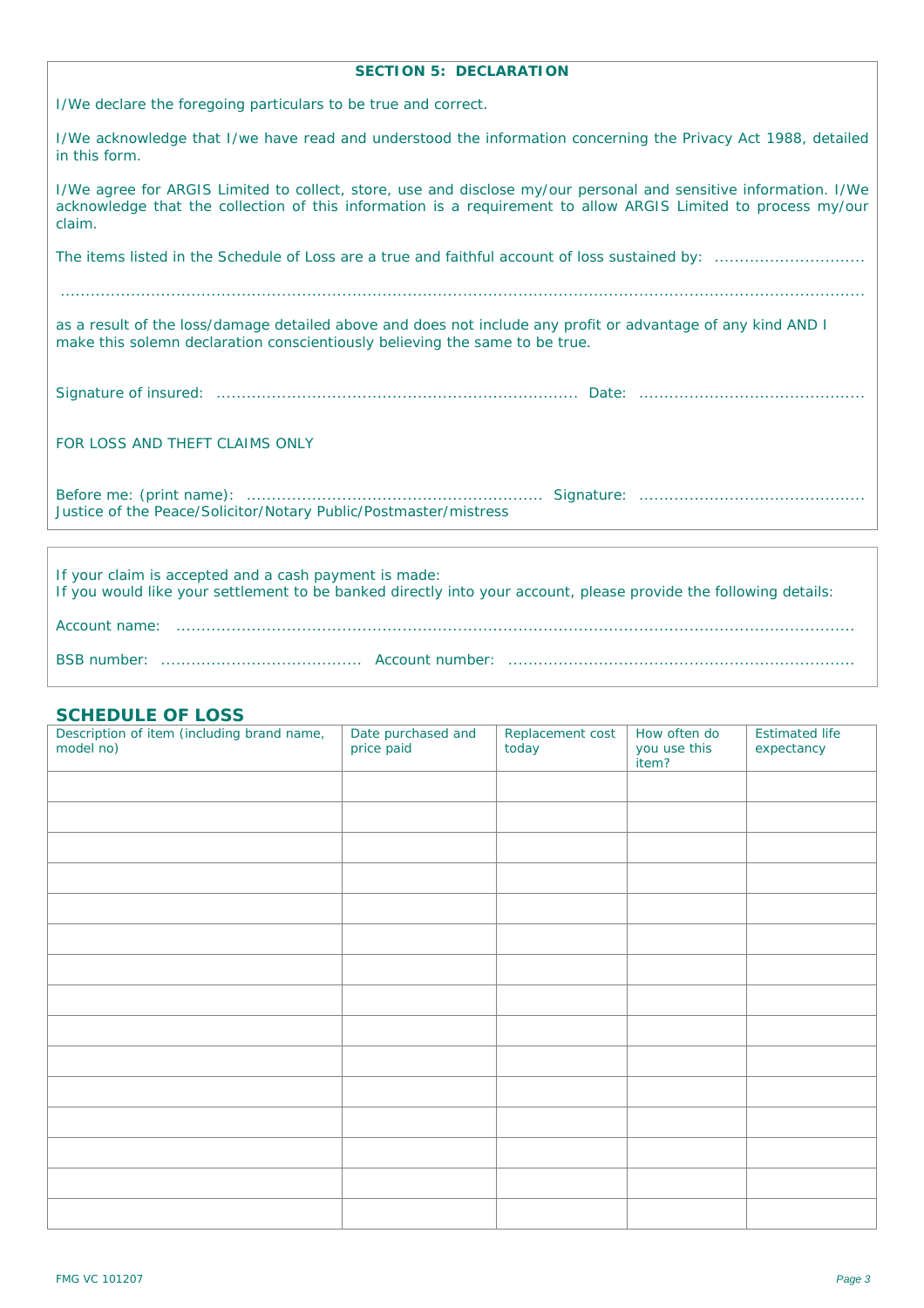## SECTION 5: DECLARATION

I/We declare the foregoing particulars to be true and correct.

I/We acknowledge that I/we have read and understood the information concerning the Privacy Act 1988, detailed in this form.

I/We agree for ARGIS Limited to collect, store, use and disclose my/our personal and sensitive information. I/We acknowledge that the collection of this information is a requirement to allow ARGIS Limited to process my/our claim.

The items listed in the Schedule of Loss are a true and faithful account of loss sustained by: ..............................

.............................................................................................................................................................

as a result of the loss/damage detailed above and does not include any profit or advantage of any kind AND I make this solemn declaration conscientiously believing the same to be true.

Signature of insured: ...................................................................... Date: ............................................

FOR LOSS AND THEFT CLAIMS ONLY

Before me: (print name): .......................................................... Signature: ............................................
Justice of the Peace/Solicitor/Notary Public/Postmaster/mistress

If your claim is accepted and a cash payment is made:
If you would like your settlement to be banked directly into your account, please provide the following details:

Account name: ....................................................................................................................................

BSB number: ....................................... Account number: ...................................................................

## SCHEDULE OF LOSS

| Description of item (including brand name, model no) | Date purchased and price paid | Replacement cost today | How often do you use this item? | Estimated life expectancy |
|---|---|---|---|---|
| | | | | |
| | | | | |
| | | | | |
| | | | | |
| | | | | |
| | | | | |
| | | | | |
| | | | | |
| | | | | |
| | | | | |
| | | | | |
| | | | | |
| | | | | |
| | | | | |
| | | | | |

FMG VC 101207